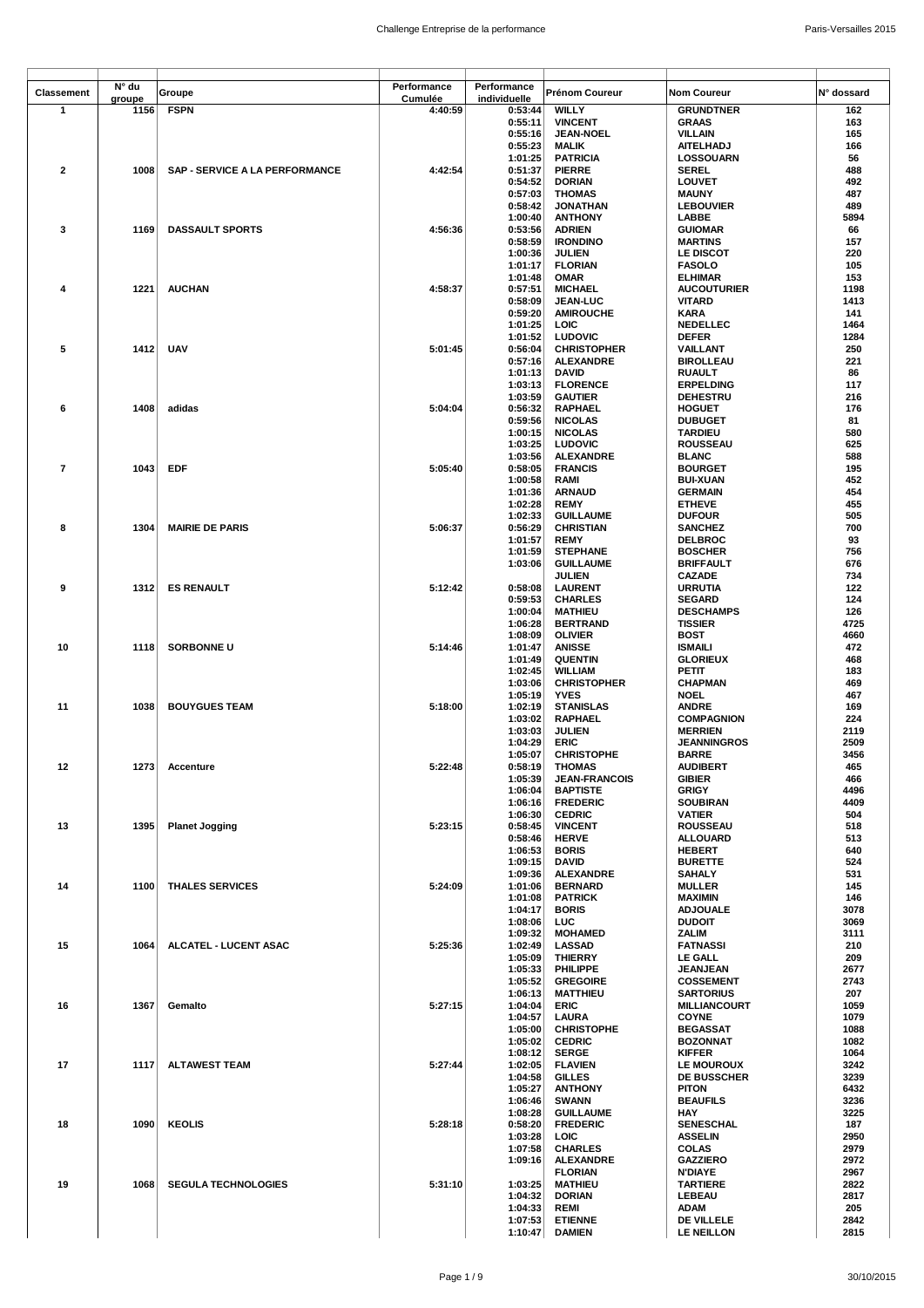| Classement | N° du groupe | Groupe | Performance Cumulée | Performance individuelle | Prénom Coureur | Nom Coureur | N° dossard |
|---|---|---|---|---|---|---|---|
| 1 | 1156 | FSPN | 4:40:59 | 0:53:44 | WILLY | GRUNDTNER | 162 |
| | | | | 0:55:11 | VINCENT | GRAAS | 163 |
| | | | | 0:55:16 | JEAN-NOEL | VILLAIN | 165 |
| | | | | 0:55:23 | MALIK | AITELHADJ | 166 |
| | | | | 1:01:25 | PATRICIA | LOSSOUARN | 56 |
| 2 | 1008 | SAP - SERVICE A LA PERFORMANCE | 4:42:54 | 0:51:37 | PIERRE | SEREL | 488 |
| | | | | 0:54:52 | DORIAN | LOUVET | 492 |
| | | | | 0:57:03 | THOMAS | MAUNY | 487 |
| | | | | 0:58:42 | JONATHAN | LEBOUVIER | 489 |
| | | | | 1:00:40 | ANTHONY | LABBE | 5894 |
| 3 | 1169 | DASSAULT SPORTS | 4:56:36 | 0:53:56 | ADRIEN | GUIOMAR | 66 |
| | | | | 0:58:59 | IRONDINO | MARTINS | 157 |
| | | | | 1:00:36 | JULIEN | LE DISCOT | 220 |
| | | | | 1:01:17 | FLORIAN | FASOLO | 105 |
| | | | | 1:01:48 | OMAR | ELHIMAR | 153 |
| 4 | 1221 | AUCHAN | 4:58:37 | 0:57:51 | MICHAEL | AUCOUTURIER | 1198 |
| | | | | 0:58:09 | JEAN-LUC | VITARD | 1413 |
| | | | | 0:59:20 | AMIROUCHE | KARA | 141 |
| | | | | 1:01:25 | LOIC | NEDELLEC | 1464 |
| | | | | 1:01:52 | LUDOVIC | DEFER | 1284 |
| 5 | 1412 | UAV | 5:01:45 | 0:56:04 | CHRISTOPHER | VAILLANT | 250 |
| | | | | 0:57:16 | ALEXANDRE | BIROLLEAU | 221 |
| | | | | 1:01:13 | DAVID | RUAULT | 86 |
| | | | | 1:03:13 | FLORENCE | ERPELDING | 117 |
| | | | | 1:03:59 | GAUTIER | DEHESTRU | 216 |
| 6 | 1408 | adidas | 5:04:04 | 0:56:32 | RAPHAEL | HOGUET | 176 |
| | | | | 0:59:56 | NICOLAS | DUBUGET | 81 |
| | | | | 1:00:15 | NICOLAS | TARDIEU | 580 |
| | | | | 1:03:25 | LUDOVIC | ROUSSEAU | 625 |
| | | | | 1:03:56 | ALEXANDRE | BLANC | 588 |
| 7 | 1043 | EDF | 5:05:40 | 0:58:05 | FRANCIS | BOURGET | 195 |
| | | | | 1:00:58 | RAMI | BUI-XUAN | 452 |
| | | | | 1:01:36 | ARNAUD | GERMAIN | 454 |
| | | | | 1:02:28 | REMY | ETHEVE | 455 |
| | | | | 1:02:33 | GUILLAUME | DUFOUR | 505 |
| 8 | 1304 | MAIRIE DE PARIS | 5:06:37 | 0:56:29 | CHRISTIAN | SANCHEZ | 700 |
| | | | | 1:01:57 | REMY | DELBROC | 93 |
| | | | | 1:01:59 | STEPHANE | BOSCHER | 756 |
| | | | | 1:03:06 | GUILLAUME | BRIFFAULT | 676 |
| | | | | | JULIEN | CAZADE | 734 |
| 9 | 1312 | ES RENAULT | 5:12:42 | 0:58:08 | LAURENT | URRUTIA | 122 |
| | | | | 0:59:53 | CHARLES | SEGARD | 124 |
| | | | | 1:00:04 | MATHIEU | DESCHAMPS | 126 |
| | | | | 1:06:28 | BERTRAND | TISSIER | 4725 |
| | | | | 1:08:09 | OLIVIER | BOST | 4660 |
| 10 | 1118 | SORBONNE U | 5:14:46 | 1:01:47 | ANISSE | ISMAILI | 472 |
| | | | | 1:01:49 | QUENTIN | GLORIEUX | 468 |
| | | | | 1:02:45 | WILLIAM | PETIT | 183 |
| | | | | 1:03:06 | CHRISTOPHER | CHAPMAN | 469 |
| | | | | 1:05:19 | YVES | NOEL | 467 |
| 11 | 1038 | BOUYGUES TEAM | 5:18:00 | 1:02:19 | STANISLAS | ANDRE | 169 |
| | | | | 1:03:02 | RAPHAEL | COMPAGNION | 224 |
| | | | | 1:03:03 | JULIEN | MERRIEN | 2119 |
| | | | | 1:04:29 | ERIC | JEANNINGROS | 2509 |
| | | | | 1:05:07 | CHRISTOPHE | BARRE | 3456 |
| 12 | 1273 | Accenture | 5:22:48 | 0:58:19 | THOMAS | AUDIBERT | 465 |
| | | | | 1:05:39 | JEAN-FRANCOIS | GIBIER | 466 |
| | | | | 1:06:04 | BAPTISTE | GRIGY | 4496 |
| | | | | 1:06:16 | FREDERIC | SOUBIRAN | 4409 |
| | | | | 1:06:30 | CEDRIC | VATIER | 504 |
| 13 | 1395 | Planet Jogging | 5:23:15 | 0:58:45 | VINCENT | ROUSSEAU | 518 |
| | | | | 0:58:46 | HERVE | ALLOUARD | 513 |
| | | | | 1:06:53 | BORIS | HEBERT | 640 |
| | | | | 1:09:15 | DAVID | BURETTE | 524 |
| | | | | 1:09:36 | ALEXANDRE | SAHALY | 531 |
| 14 | 1100 | THALES SERVICES | 5:24:09 | 1:01:06 | BERNARD | MULLER | 145 |
| | | | | 1:01:08 | PATRICK | MAXIMIN | 146 |
| | | | | 1:04:17 | BORIS | ADJOUALE | 3078 |
| | | | | 1:08:06 | LUC | DUDOIT | 3069 |
| | | | | 1:09:32 | MOHAMED | ZALIM | 3111 |
| 15 | 1064 | ALCATEL - LUCENT ASAC | 5:25:36 | 1:02:49 | LASSAD | FATNASSI | 210 |
| | | | | 1:05:09 | THIERRY | LE GALL | 209 |
| | | | | 1:05:33 | PHILIPPE | JEANJEAN | 2677 |
| | | | | 1:05:52 | GREGOIRE | COSSEMENT | 2743 |
| | | | | 1:06:13 | MATTHIEU | SARTORIUS | 207 |
| 16 | 1367 | Gemalto | 5:27:15 | 1:04:04 | ERIC | MILLIANCOURT | 1059 |
| | | | | 1:04:57 | LAURA | COYNE | 1079 |
| | | | | 1:05:00 | CHRISTOPHE | BEGASSAT | 1088 |
| | | | | 1:05:02 | CEDRIC | BOZONNAT | 1082 |
| | | | | 1:08:12 | SERGE | KIFFER | 1064 |
| 17 | 1117 | ALTAWEST TEAM | 5:27:44 | 1:02:05 | FLAVIEN | LE MOUROUX | 3242 |
| | | | | 1:04:58 | GILLES | DE BUSSCHER | 3239 |
| | | | | 1:05:27 | ANTHONY | PITON | 6432 |
| | | | | 1:06:46 | SWANN | BEAUFILS | 3236 |
| | | | | 1:08:28 | GUILLAUME | HAY | 3225 |
| 18 | 1090 | KEOLIS | 5:28:18 | 0:58:20 | FREDERIC | SENESCHAL | 187 |
| | | | | 1:03:28 | LOIC | ASSELIN | 2950 |
| | | | | 1:07:58 | CHARLES | COLAS | 2979 |
| | | | | 1:09:16 | ALEXANDRE | GAZZIERO | 2972 |
| | | | | | FLORIAN | N'DIAYE | 2967 |
| 19 | 1068 | SEGULA TECHNOLOGIES | 5:31:10 | 1:03:25 | MATHIEU | TARTIERE | 2822 |
| | | | | 1:04:32 | DORIAN | LEBEAU | 2817 |
| | | | | 1:04:33 | REMI | ADAM | 205 |
| | | | | 1:07:53 | ETIENNE | DE VILLELE | 2842 |
| | | | | 1:10:47 | DAMIEN | LE NEILLON | 2815 |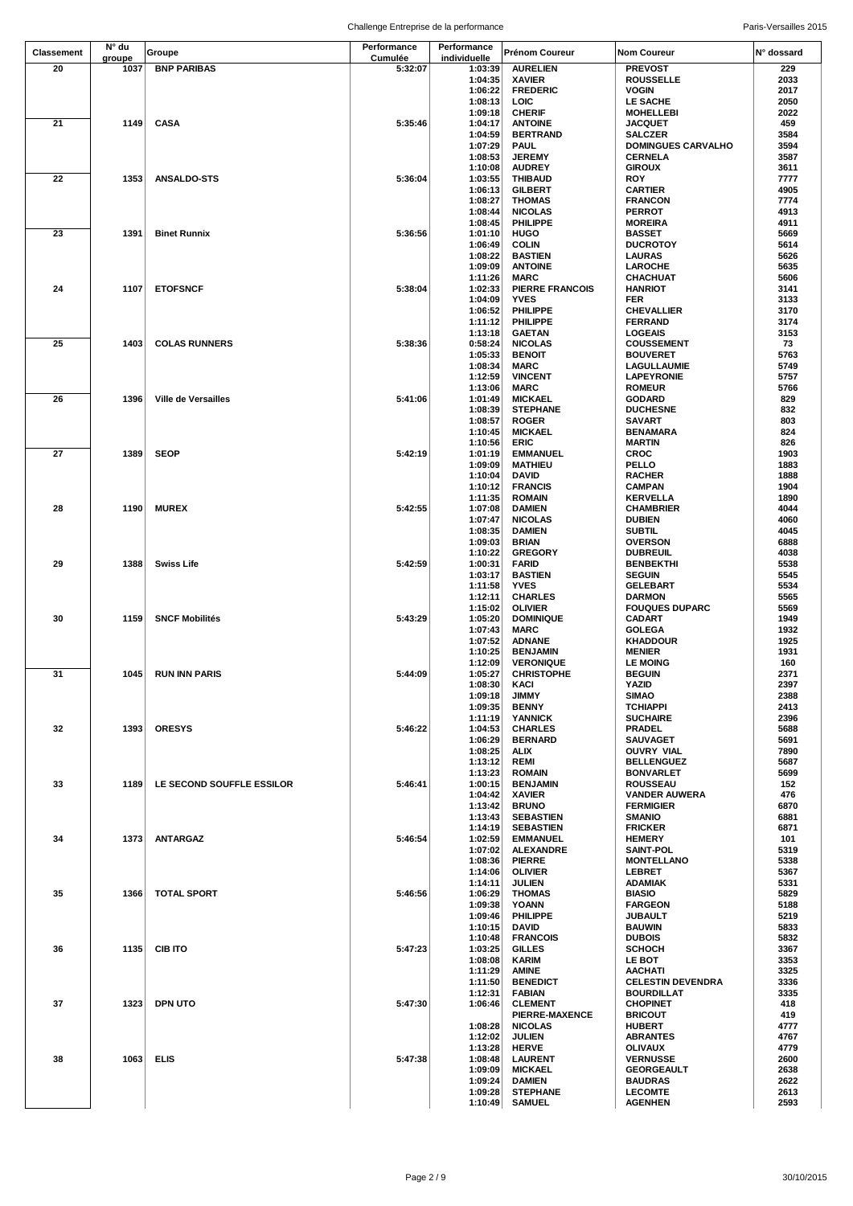| Classement | N° du groupe | Groupe | Performance Cumulée | Performance individuelle | Prénom Coureur | Nom Coureur | N° dossard |
|---|---|---|---|---|---|---|---|
| 20 | 1037 | BNP PARIBAS | 5:32:07 | 1:03:39 | AURELIEN | PREVOST | 229 |
| | | | | 1:04:35 | XAVIER | ROUSSELLE | 2033 |
| | | | | 1:06:22 | FREDERIC | VOGIN | 2017 |
| | | | | 1:08:13 | LOIC | LE SACHE | 2050 |
| | | | | 1:09:18 | CHERIF | MOHELLEBI | 2022 |
| 21 | 1149 | CASA | 5:35:46 | 1:04:17 | ANTOINE | JACQUET | 459 |
| | | | | 1:04:59 | BERTRAND | SALCZER | 3584 |
| | | | | 1:07:29 | PAUL | DOMINGUES CARVALHO | 3594 |
| | | | | 1:08:53 | JEREMY | CERNELA | 3587 |
| | | | | 1:10:08 | AUDREY | GIROUX | 3611 |
| 22 | 1353 | ANSALDO-STS | 5:36:04 | 1:03:55 | THIBAUD | ROY | 7777 |
| | | | | 1:06:13 | GILBERT | CARTIER | 4905 |
| | | | | 1:08:27 | THOMAS | FRANCON | 7774 |
| | | | | 1:08:44 | NICOLAS | PERROT | 4913 |
| | | | | 1:08:45 | PHILIPPE | MOREIRA | 4911 |
| 23 | 1391 | Binet Runnix | 5:36:56 | 1:01:10 | HUGO | BASSET | 5669 |
| | | | | 1:06:49 | COLIN | DUCROTOY | 5614 |
| | | | | 1:08:22 | BASTIEN | LAURAS | 5626 |
| | | | | 1:09:09 | ANTOINE | LAROCHE | 5635 |
| | | | | 1:11:26 | MARC | CHACHUAT | 5606 |
| 24 | 1107 | ETOFSNCF | 5:38:04 | 1:02:33 | PIERRE FRANCOIS | HANRIOT | 3141 |
| | | | | 1:04:09 | YVES | FER | 3133 |
| | | | | 1:06:52 | PHILIPPE | CHEVALLIER | 3170 |
| | | | | 1:11:12 | PHILIPPE | FERRAND | 3174 |
| | | | | 1:13:18 | GAETAN | LOGEAIS | 3153 |
| 25 | 1403 | COLAS RUNNERS | 5:38:36 | 0:58:24 | NICOLAS | COUSSEMENT | 73 |
| | | | | 1:05:33 | BENOIT | BOUVERET | 5763 |
| | | | | 1:08:34 | MARC | LAGULLAUMIE | 5749 |
| | | | | 1:12:59 | VINCENT | LAPEYRONIE | 5757 |
| | | | | 1:13:06 | MARC | ROMEUR | 5766 |
| 26 | 1396 | Ville de Versailles | 5:41:06 | 1:01:49 | MICKAEL | GODARD | 829 |
| | | | | 1:08:39 | STEPHANE | DUCHESNE | 832 |
| | | | | 1:08:57 | ROGER | SAVART | 803 |
| | | | | 1:10:45 | MICKAEL | BENAMARA | 824 |
| | | | | 1:10:56 | ERIC | MARTIN | 826 |
| 27 | 1389 | SEOP | 5:42:19 | 1:01:19 | EMMANUEL | CROC | 1903 |
| | | | | 1:09:09 | MATHIEU | PELLO | 1883 |
| | | | | 1:10:04 | DAVID | RACHER | 1888 |
| | | | | 1:10:12 | FRANCIS | CAMPAN | 1904 |
| | | | | 1:11:35 | ROMAIN | KERVELLA | 1890 |
| 28 | 1190 | MUREX | 5:42:55 | 1:07:08 | DAMIEN | CHAMBRIER | 4044 |
| | | | | 1:07:47 | NICOLAS | DUBIEN | 4060 |
| | | | | 1:08:35 | DAMIEN | SUBTIL | 4045 |
| | | | | 1:09:03 | BRIAN | OVERSON | 6888 |
| | | | | 1:10:22 | GREGORY | DUBREUIL | 4038 |
| 29 | 1388 | Swiss Life | 5:42:59 | 1:00:31 | FARID | BENBEKTHI | 5538 |
| | | | | 1:03:17 | BASTIEN | SEGUIN | 5545 |
| | | | | 1:11:58 | YVES | GELEBART | 5534 |
| | | | | 1:12:11 | CHARLES | DARMON | 5565 |
| | | | | 1:15:02 | OLIVIER | FOUQUES DUPARC | 5569 |
| 30 | 1159 | SNCF Mobilités | 5:43:29 | 1:05:20 | DOMINIQUE | CADART | 1949 |
| | | | | 1:07:43 | MARC | GOLEGA | 1932 |
| | | | | 1:07:52 | ADNANE | KHADDOUR | 1925 |
| | | | | 1:10:25 | BENJAMIN | MENIER | 1931 |
| | | | | 1:12:09 | VERONIQUE | LE MOING | 160 |
| 31 | 1045 | RUN INN PARIS | 5:44:09 | 1:05:27 | CHRISTOPHE | BEGUIN | 2371 |
| | | | | 1:08:30 | KACI | YAZID | 2397 |
| | | | | 1:09:18 | JIMMY | SIMAO | 2388 |
| | | | | 1:09:35 | BENNY | TCHIAPPI | 2413 |
| | | | | 1:11:19 | YANNICK | SUCHAIRE | 2396 |
| 32 | 1393 | ORESYS | 5:46:22 | 1:04:53 | CHARLES | PRADEL | 5688 |
| | | | | 1:06:29 | BERNARD | SAUVAGET | 5691 |
| | | | | 1:08:25 | ALIX | OUVRY VIAL | 7890 |
| | | | | 1:13:12 | REMI | BELLENGUEZ | 5687 |
| | | | | 1:13:23 | ROMAIN | BONVARLET | 5699 |
| 33 | 1189 | LE SECOND SOUFFLE ESSILOR | 5:46:41 | 1:00:15 | BENJAMIN | ROUSSEAU | 152 |
| | | | | 1:04:42 | XAVIER | VANDER AUWERA | 476 |
| | | | | 1:13:42 | BRUNO | FERMIGIER | 6870 |
| | | | | 1:13:43 | SEBASTIEN | SMANIO | 6881 |
| | | | | 1:14:19 | SEBASTIEN | FRICKER | 6871 |
| 34 | 1373 | ANTARGAZ | 5:46:54 | 1:02:59 | EMMANUEL | HEMERY | 101 |
| | | | | 1:07:02 | ALEXANDRE | SAINT-POL | 5319 |
| | | | | 1:08:36 | PIERRE | MONTELLANO | 5338 |
| | | | | 1:14:06 | OLIVIER | LEBRET | 5367 |
| | | | | 1:14:11 | JULIEN | ADAMIAK | 5331 |
| 35 | 1366 | TOTAL SPORT | 5:46:56 | 1:06:29 | THOMAS | BIASIO | 5829 |
| | | | | 1:09:38 | YOANN | FARGEON | 5188 |
| | | | | 1:09:46 | PHILIPPE | JUBAULT | 5219 |
| | | | | 1:10:15 | DAVID | BAUWIN | 5833 |
| | | | | 1:10:48 | FRANCOIS | DUBOIS | 5832 |
| 36 | 1135 | CIB ITO | 5:47:23 | 1:03:25 | GILLES | SCHOCH | 3367 |
| | | | | 1:08:08 | KARIM | LE BOT | 3353 |
| | | | | 1:11:29 | AMINE | AACHATI | 3325 |
| | | | | 1:11:50 | BENEDICT | CELESTIN DEVENDRA | 3336 |
| | | | | 1:12:31 | FABIAN | BOURDILLAT | 3335 |
| 37 | 1323 | DPN UTO | 5:47:30 | 1:06:46 | CLEMENT | CHOPINET | 418 |
| | | | | | PIERRE-MAXENCE | BRICOUT | 419 |
| | | | | 1:08:28 | NICOLAS | HUBERT | 4777 |
| | | | | 1:12:02 | JULIEN | ABRANTES | 4767 |
| | | | | 1:13:28 | HERVE | OLIVAUX | 4779 |
| 38 | 1063 | ELIS | 5:47:38 | 1:08:48 | LAURENT | VERNUSSE | 2600 |
| | | | | 1:09:09 | MICKAEL | GEORGEAULT | 2638 |
| | | | | 1:09:24 | DAMIEN | BAUDRAS | 2622 |
| | | | | 1:09:28 | STEPHANE | LECOMTE | 2613 |
| | | | | 1:10:49 | SAMUEL | AGENHEN | 2593 |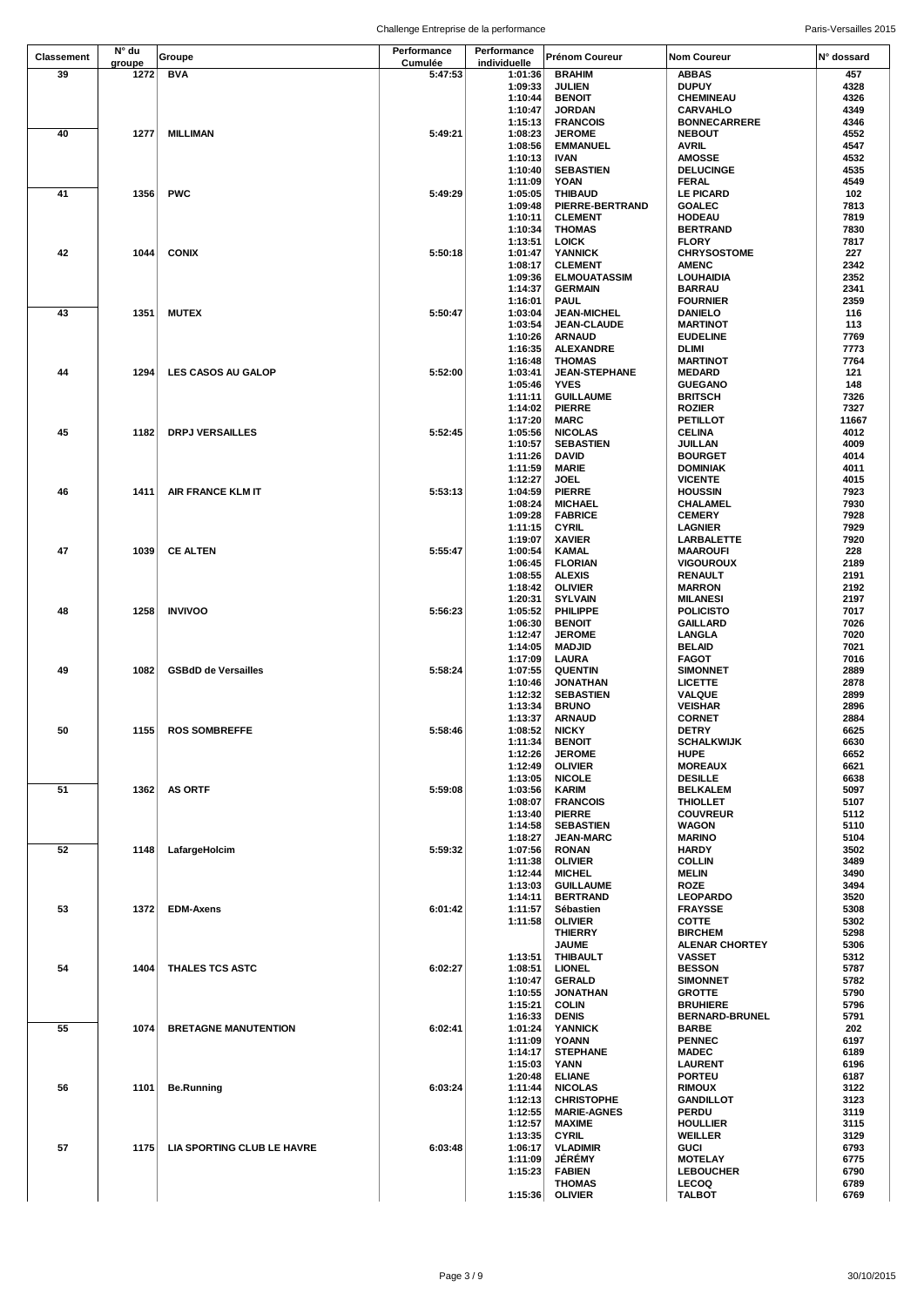| Classement | N° du groupe | Groupe | Performance Cumulée | Performance individuelle | Prénom Coureur | Nom Coureur | N° dossard |
|---|---|---|---|---|---|---|---|
| 39 | 1272 | BVA | 5:47:53 | 1:01:36 | BRAHIM | ABBAS | 457 |
| | | | | 1:09:33 | JULIEN | DUPUY | 4328 |
| | | | | 1:10:44 | BENOIT | CHEMINEAU | 4326 |
| | | | | 1:10:47 | JORDAN | CARVALHO | 4349 |
| | | | | 1:15:13 | FRANCOIS | BONNECARRERE | 4346 |
| 40 | 1277 | MILLIMAN | 5:49:21 | 1:08:23 | JEROME | NEBOUT | 4552 |
| | | | | 1:08:56 | EMMANUEL | AVRIL | 4547 |
| | | | | 1:10:13 | IVAN | AMOSSE | 4532 |
| | | | | 1:10:40 | SEBASTIEN | DELUCINGE | 4535 |
| | | | | 1:11:09 | YOAN | FERAL | 4549 |
| 41 | 1356 | PWC | 5:49:29 | 1:05:05 | THIBAUD | LE PICARD | 102 |
| | | | | 1:09:48 | PIERRE-BERTRAND | GOALEC | 7813 |
| | | | | 1:10:11 | CLEMENT | HODEAU | 7819 |
| | | | | 1:10:34 | THOMAS | BERTRAND | 7830 |
| | | | | 1:13:51 | LOICK | FLORY | 7817 |
| 42 | 1044 | CONIX | 5:50:18 | 1:01:47 | YANNICK | CHRYSOSTOME | 227 |
| | | | | 1:08:17 | CLEMENT | AMENC | 2342 |
| | | | | 1:09:36 | ELMOUATASSIM | LOUHAIDIA | 2352 |
| | | | | 1:14:37 | GERMAIN | BARRAU | 2341 |
| | | | | 1:16:01 | PAUL | FOURNIER | 2359 |
| 43 | 1351 | MUTEX | 5:50:47 | 1:03:04 | JEAN-MICHEL | DANIELO | 116 |
| | | | | 1:03:54 | JEAN-CLAUDE | MARTINOT | 113 |
| | | | | 1:10:26 | ARNAUD | EUDELINE | 7769 |
| | | | | 1:16:35 | ALEXANDRE | DLIMI | 7773 |
| | | | | 1:16:48 | THOMAS | MARTINOT | 7764 |
| 44 | 1294 | LES CASOS AU GALOP | 5:52:00 | 1:03:41 | JEAN-STEPHANE | MEDARD | 121 |
| | | | | 1:05:46 | YVES | GUEGANO | 148 |
| | | | | 1:11:11 | GUILLAUME | BRITSCH | 7326 |
| | | | | 1:14:02 | PIERRE | ROZIER | 7327 |
| | | | | 1:17:20 | MARC | PETILLOT | 11667 |
| 45 | 1182 | DRPJ VERSAILLES | 5:52:45 | 1:05:56 | NICOLAS | CELINA | 4012 |
| | | | | 1:10:57 | SEBASTIEN | JUILLAN | 4009 |
| | | | | 1:11:26 | DAVID | BOURGET | 4014 |
| | | | | 1:11:59 | MARIE | DOMINIAK | 4011 |
| | | | | 1:12:27 | JOEL | VICENTE | 4015 |
| 46 | 1411 | AIR FRANCE KLM IT | 5:53:13 | 1:04:59 | PIERRE | HOUSSIN | 7923 |
| | | | | 1:08:24 | MICHAEL | CHALAMEL | 7930 |
| | | | | 1:09:28 | FABRICE | CEMERY | 7928 |
| | | | | 1:11:15 | CYRIL | LAGNIER | 7929 |
| | | | | 1:19:07 | XAVIER | LARBALETTE | 7920 |
| 47 | 1039 | CE ALTEN | 5:55:47 | 1:00:54 | KAMAL | MAAROUFI | 228 |
| | | | | 1:06:45 | FLORIAN | VIGOUROUX | 2189 |
| | | | | 1:08:55 | ALEXIS | RENAULT | 2191 |
| | | | | 1:18:42 | OLIVIER | MARRON | 2192 |
| | | | | 1:20:31 | SYLVAIN | MILANESI | 2197 |
| 48 | 1258 | INVIVOO | 5:56:23 | 1:05:52 | PHILIPPE | POLICISTO | 7017 |
| | | | | 1:06:30 | BENOIT | GAILLARD | 7026 |
| | | | | 1:12:47 | JEROME | LANGLA | 7020 |
| | | | | 1:14:05 | MADJID | BELAID | 7021 |
| | | | | 1:17:09 | LAURA | FAGOT | 7016 |
| 49 | 1082 | GSBdD de Versailles | 5:58:24 | 1:07:55 | QUENTIN | SIMONNET | 2889 |
| | | | | 1:10:46 | JONATHAN | LICETTE | 2878 |
| | | | | 1:12:32 | SEBASTIEN | VALQUE | 2899 |
| | | | | 1:13:34 | BRUNO | VEISHAR | 2896 |
| | | | | 1:13:37 | ARNAUD | CORNET | 2884 |
| 50 | 1155 | ROS SOMBREFFE | 5:58:46 | 1:08:52 | NICKY | DETRY | 6625 |
| | | | | 1:11:34 | BENOIT | SCHALKWIJK | 6630 |
| | | | | 1:12:26 | JEROME | HUPE | 6652 |
| | | | | 1:12:49 | OLIVIER | MOREAUX | 6621 |
| | | | | 1:13:05 | NICOLE | DESILLE | 6638 |
| 51 | 1362 | AS ORTF | 5:59:08 | 1:03:56 | KARIM | BELKALEM | 5097 |
| | | | | 1:08:07 | FRANCOIS | THIOLLET | 5107 |
| | | | | 1:13:40 | PIERRE | COUVREUR | 5112 |
| | | | | 1:14:58 | SEBASTIEN | WAGON | 5110 |
| | | | | 1:18:27 | JEAN-MARC | MARINO | 5104 |
| 52 | 1148 | LafargeHolcim | 5:59:32 | 1:07:56 | RONAN | HARDY | 3502 |
| | | | | 1:11:38 | OLIVIER | COLLIN | 3489 |
| | | | | 1:12:44 | MICHEL | MELIN | 3490 |
| | | | | 1:13:03 | GUILLAUME | ROZE | 3494 |
| | | | | 1:14:11 | BERTRAND | LEOPARDO | 3520 |
| 53 | 1372 | EDM-Axens | 6:01:42 | 1:11:57 | Sébastien | FRAYSSE | 5308 |
| | | | | 1:11:58 | OLIVIER | COTTE | 5302 |
| | | | | | THIERRY | BIRCHEM | 5298 |
| | | | | | JAUME | ALENAR CHORTEY | 5306 |
| | | | | 1:13:51 | THIBAULT | VASSET | 5312 |
| 54 | 1404 | THALES TCS ASTC | 6:02:27 | 1:08:51 | LIONEL | BESSON | 5787 |
| | | | | 1:10:47 | GERALD | SIMONNET | 5782 |
| | | | | 1:10:55 | JONATHAN | GROTTE | 5790 |
| | | | | 1:15:21 | COLIN | BRUHIERE | 5796 |
| | | | | 1:16:33 | DENIS | BERNARD-BRUNEL | 5791 |
| 55 | 1074 | BRETAGNE MANUTENTION | 6:02:41 | 1:01:24 | YANNICK | BARBE | 202 |
| | | | | 1:11:09 | YOANN | PENNEC | 6197 |
| | | | | 1:14:17 | STEPHANE | MADEC | 6189 |
| | | | | 1:15:03 | YANN | LAURENT | 6196 |
| | | | | 1:20:48 | ELIANE | PORTEU | 6187 |
| 56 | 1101 | Be.Running | 6:03:24 | 1:11:44 | NICOLAS | RIMOUX | 3122 |
| | | | | 1:12:13 | CHRISTOPHE | GANDILLOT | 3123 |
| | | | | 1:12:55 | MARIE-AGNES | PERDU | 3119 |
| | | | | 1:12:57 | MAXIME | HOULLIER | 3115 |
| | | | | 1:13:35 | CYRIL | WEILLER | 3129 |
| 57 | 1175 | LIA SPORTING CLUB LE HAVRE | 6:03:48 | 1:06:17 | VLADIMIR | GUCI | 6793 |
| | | | | 1:11:09 | JÉRÉMY | MOTELAY | 6775 |
| | | | | 1:15:23 | FABIEN | LEBOUCHER | 6790 |
| | | | | | THOMAS | LECOQ | 6789 |
| | | | | 1:15:36 | OLIVIER | TALBOT | 6769 |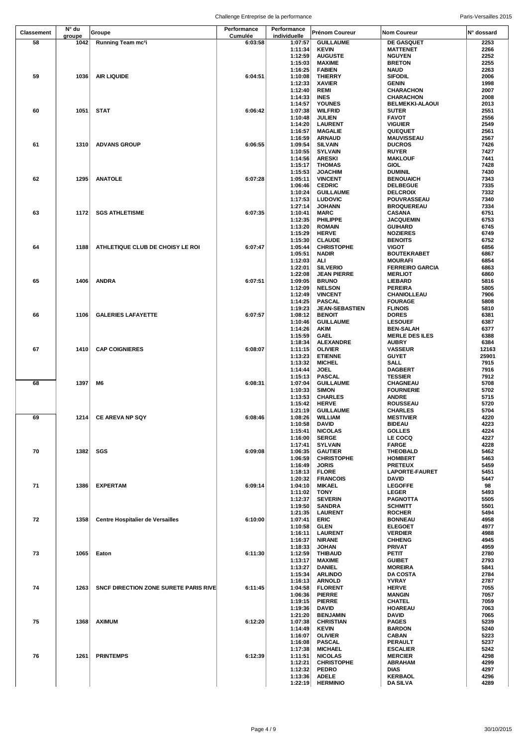| Classement | N° du groupe | Groupe | Performance Cumulée | Performance individuelle | Prénom Coureur | Nom Coureur | N° dossard |
|---|---|---|---|---|---|---|---|
| 58 | 1042 | Running Team mc²i | 6:03:58 | 1:07:57 | GUILLAUME | DE GASQUET | 2253 |
| | | | | 1:11:34 | KEVIN | MATTENET | 2266 |
| | | | | 1:12:59 | AUGUSTE | NGUYEN | 2252 |
| | | | | 1:15:03 | MAXIME | BRETON | 2255 |
| | | | | 1:16:25 | FABIEN | NAUD | 2263 |
| 59 | 1036 | AIR LIQUIDE | 6:04:51 | 1:10:08 | THIERRY | SIFODIL | 2006 |
| | | | | 1:12:33 | XAVIER | GENIN | 1998 |
| | | | | 1:12:40 | REMI | CHARACHON | 2007 |
| | | | | 1:14:33 | INES | CHARACHON | 2008 |
| | | | | 1:14:57 | YOUNES | BELMEKKI-ALAOUI | 2013 |
| 60 | 1051 | STAT | 6:06:42 | 1:07:38 | WILFRID | SUTER | 2551 |
| | | | | 1:10:48 | JULIEN | FAVOT | 2556 |
| | | | | 1:14:20 | LAURENT | VIGUIER | 2549 |
| | | | | 1:16:57 | MAGALIE | QUEQUET | 2561 |
| | | | | 1:16:59 | ARNAUD | MAUVISSEAU | 2567 |
| 61 | 1310 | ADVANS GROUP | 6:06:55 | 1:09:54 | SILVAIN | DUCROS | 7426 |
| | | | | 1:10:55 | SYLVAIN | RUYER | 7427 |
| | | | | 1:14:56 | ARESKI | MAKLOUF | 7441 |
| | | | | 1:15:17 | THOMAS | GIOL | 7428 |
| | | | | 1:15:53 | JOACHIM | DUMINIL | 7430 |
| 62 | 1295 | ANATOLE | 6:07:28 | 1:05:11 | VINCENT | BENOUAICH | 7343 |
| | | | | 1:06:46 | CEDRIC | DELBEGUE | 7335 |
| | | | | 1:10:24 | GUILLAUME | DELCROIX | 7332 |
| | | | | 1:17:53 | LUDOVIC | POUVRASSEAU | 7340 |
| | | | | 1:27:14 | JOHANN | BROQUEREAU | 7334 |
| 63 | 1172 | SGS ATHLETISME | 6:07:35 | 1:10:41 | MARC | CASANA | 6751 |
| | | | | 1:12:35 | PHILIPPE | JACQUEMIN | 6753 |
| | | | | 1:13:20 | ROMAIN | GUIHARD | 6745 |
| | | | | 1:15:29 | HERVE | NOZIERES | 6749 |
| | | | | 1:15:30 | CLAUDE | BENOITS | 6752 |
| 64 | 1188 | ATHLETIQUE CLUB DE CHOISY LE ROI | 6:07:47 | 1:05:44 | CHRISTOPHE | VIGOT | 6856 |
| | | | | 1:05:51 | NADIR | BOUTEKRABET | 6867 |
| | | | | 1:12:03 | ALI | MOURAFI | 6854 |
| | | | | 1:22:01 | SILVERIO | FERREIRO GARCIA | 6863 |
| | | | | 1:22:08 | JEAN PIERRE | MERLIOT | 6860 |
| 65 | 1406 | ANDRA | 6:07:51 | 1:09:05 | BRUNO | LIEBARD | 5816 |
| | | | | 1:12:09 | NELSON | PEREIRA | 5805 |
| | | | | 1:12:49 | VINCENT | CHANIOLLEAU | 7906 |
| | | | | 1:14:25 | PASCAL | FOURAGE | 5808 |
| | | | | 1:19:23 | JEAN-SEBASTIEN | FLINOIS | 5810 |
| 66 | 1106 | GALERIES LAFAYETTE | 6:07:57 | 1:08:12 | BENOIT | DORES | 6381 |
| | | | | 1:10:46 | GUILLAUME | LESOUEF | 6387 |
| | | | | 1:14:26 | AKIM | BEN-SALAH | 6377 |
| | | | | 1:15:59 | GAEL | MERLE DES ILES | 6388 |
| | | | | 1:18:34 | ALEXANDRE | AUBRY | 6384 |
| 67 | 1410 | CAP COIGNIERES | 6:08:07 | 1:11:15 | OLIVIER | VASSEUR | 12163 |
| | | | | 1:13:23 | ETIENNE | GUYET | 25901 |
| | | | | 1:13:32 | MICHEL | SALL | 7915 |
| | | | | 1:14:44 | JOEL | DAGBERT | 7916 |
| | | | | 1:15:13 | PASCAL | TESSIER | 7912 |
| 68 | 1397 | M6 | 6:08:31 | 1:07:04 | GUILLAUME | CHAGNEAU | 5708 |
| | | | | 1:10:33 | SIMON | FOURNERIE | 5702 |
| | | | | 1:13:53 | CHARLES | ANDRE | 5715 |
| | | | | 1:15:42 | HERVE | ROUSSEAU | 5720 |
| | | | | 1:21:19 | GUILLAUME | CHARLES | 5704 |
| 69 | 1214 | CE AREVA NP SQY | 6:08:46 | 1:08:26 | WILLIAM | MESTIVIER | 4220 |
| | | | | 1:10:58 | DAVID | BIDEAU | 4223 |
| | | | | 1:15:41 | NICOLAS | GOLLES | 4224 |
| | | | | 1:16:00 | SERGE | LE COCQ | 4227 |
| | | | | 1:17:41 | SYLVAIN | FARGE | 4228 |
| 70 | 1382 | SGS | 6:09:08 | 1:06:35 | GAUTIER | THEOBALD | 5462 |
| | | | | 1:06:59 | CHRISTOPHE | HOMBERT | 5463 |
| | | | | 1:16:49 | JORIS | PRETEUX | 5459 |
| | | | | 1:18:13 | FLORE | LAPORTE-FAURET | 5451 |
| | | | | 1:20:32 | FRANCOIS | DAVID | 5447 |
| 71 | 1386 | EXPERTAM | 6:09:14 | 1:04:10 | MIKAEL | LEGOFFE | 98 |
| | | | | 1:11:02 | TONY | LEGER | 5493 |
| | | | | 1:12:37 | SEVERIN | PAGNOTTA | 5505 |
| | | | | 1:19:50 | SANDRA | SCHMITT | 5501 |
| | | | | 1:21:35 | LAURENT | ROCHER | 5494 |
| 72 | 1358 | Centre Hospitalier de Versailles | 6:10:00 | 1:07:41 | ERIC | BONNEAU | 4958 |
| | | | | 1:10:58 | GLEN | ELEGOET | 4977 |
| | | | | 1:16:11 | LAURENT | VERDIER | 4988 |
| | | | | 1:16:37 | NIRANE | CHHENG | 4945 |
| | | | | 1:18:33 | JOHAN | PRIVAT | 4959 |
| 73 | 1065 | Eaton | 6:11:30 | 1:12:59 | THIBAUD | PETIT | 2780 |
| | | | | 1:13:17 | MAXIME | GUIBET | 2793 |
| | | | | 1:13:27 | DANIEL | MOREIRA | 5841 |
| | | | | 1:15:34 | ARLINDO | DA COSTA | 2784 |
| | | | | 1:16:13 | ARNOLD | YVRAY | 2787 |
| 74 | 1263 | SNCF DIRECTION ZONE SURETE PARIS RIVE | 6:11:45 | 1:04:58 | FLORENT | HERVE | 7055 |
| | | | | 1:06:36 | PIERRE | MANGIN | 7057 |
| | | | | 1:19:15 | PIERRE | CHATEL | 7059 |
| | | | | 1:19:36 | DAVID | HOAREAU | 7063 |
| | | | | 1:21:20 | BENJAMIN | DAVID | 7065 |
| 75 | 1368 | AXIMUM | 6:12:20 | 1:07:38 | CHRISTIAN | PAGES | 5239 |
| | | | | 1:14:49 | KEVIN | BARDON | 5240 |
| | | | | 1:16:07 | OLIVIER | CABAN | 5223 |
| | | | | 1:16:08 | PASCAL | PERAULT | 5237 |
| | | | | 1:17:38 | MICHAEL | ESCALIER | 5242 |
| 76 | 1261 | PRINTEMPS | 6:12:39 | 1:11:51 | NICOLAS | MERCIER | 4298 |
| | | | | 1:12:21 | CHRISTOPHE | ABRAHAM | 4299 |
| | | | | 1:12:32 | PEDRO | DIAS | 4297 |
| | | | | 1:13:36 | ADELE | KERBAOL | 4296 |
| | | | | 1:22:19 | HERMINIO | DA SILVA | 4289 |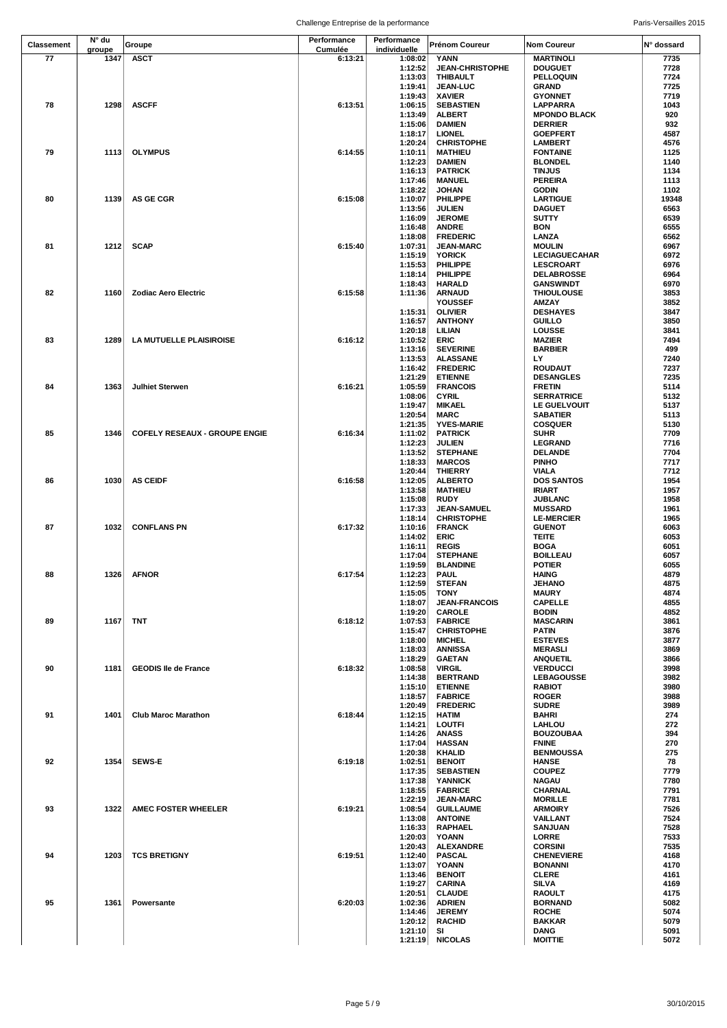| Classement | N° du groupe | Groupe | Performance Cumulée | Performance individuelle | Prénom Coureur | Nom Coureur | N° dossard |
|---|---|---|---|---|---|---|---|
| 77 | 1347 | ASCT | 6:13:21 | 1:08:02 | YANN | MARTINOLI | 7735 |
| | | | | 1:12:52 | JEAN-CHRISTOPHE | DOUGUET | 7728 |
| | | | | 1:13:03 | THIBAULT | PELLOQUIN | 7724 |
| | | | | 1:19:41 | JEAN-LUC | GRAND | 7725 |
| | | | | 1:19:43 | XAVIER | GYONNET | 7719 |
| 78 | 1298 | ASCFF | 6:13:51 | 1:06:15 | SEBASTIEN | LAPPARRA | 1043 |
| | | | | 1:13:49 | ALBERT | MPONDO BLACK | 920 |
| | | | | 1:15:06 | DAMIEN | DERRIER | 932 |
| | | | | 1:18:17 | LIONEL | GOEPFERT | 4587 |
| | | | | 1:20:24 | CHRISTOPHE | LAMBERT | 4576 |
| 79 | 1113 | OLYMPUS | 6:14:55 | 1:10:11 | MATHIEU | FONTAINE | 1125 |
| | | | | 1:12:23 | DAMIEN | BLONDEL | 1140 |
| | | | | 1:16:13 | PATRICK | TINJUS | 1134 |
| | | | | 1:17:46 | MANUEL | PEREIRA | 1113 |
| | | | | 1:18:22 | JOHAN | GODIN | 1102 |
| 80 | 1139 | AS GE CGR | 6:15:08 | 1:10:07 | PHILIPPE | LARTIGUE | 19348 |
| | | | | 1:13:56 | JULIEN | DAGUET | 6563 |
| | | | | 1:16:09 | JEROME | SUTTY | 6539 |
| | | | | 1:16:48 | ANDRE | BON | 6555 |
| | | | | 1:18:08 | FREDERIC | LANZA | 6562 |
| 81 | 1212 | SCAP | 6:15:40 | 1:07:31 | JEAN-MARC | MOULIN | 6967 |
| | | | | 1:15:19 | YORICK | LECIAGUECAHAR | 6972 |
| | | | | 1:15:53 | PHILIPPE | LESCROART | 6976 |
| | | | | 1:18:14 | PHILIPPE | DELABROSSE | 6964 |
| | | | | 1:18:43 | HARALD | GANSWINDT | 6970 |
| 82 | 1160 | Zodiac Aero Electric | 6:15:58 | 1:11:36 | ARNAUD | THIOULOUSE | 3853 |
| | | | | | YOUSSEF | AMZAY | 3852 |
| | | | | 1:15:31 | OLIVIER | DESHAYES | 3847 |
| | | | | 1:16:57 | ANTHONY | GUILLO | 3850 |
| | | | | 1:20:18 | LILIAN | LOUSSE | 3841 |
| 83 | 1289 | LA MUTUELLE PLAISIROISE | 6:16:12 | 1:10:52 | ERIC | MAZIER | 7494 |
| | | | | 1:13:16 | SEVERINE | BARBIER | 499 |
| | | | | 1:13:53 | ALASSANE | LY | 7240 |
| | | | | 1:16:42 | FREDERIC | ROUDAUT | 7237 |
| | | | | 1:21:29 | ETIENNE | DESANGLES | 7235 |
| 84 | 1363 | Julhiet Sterwen | 6:16:21 | 1:05:59 | FRANCOIS | FRETIN | 5114 |
| | | | | 1:08:06 | CYRIL | SERRATRICE | 5132 |
| | | | | 1:19:47 | MIKAEL | LE GUELVOUIT | 5137 |
| | | | | 1:20:54 | MARC | SABATIER | 5113 |
| | | | | 1:21:35 | YVES-MARIE | COSQUER | 5130 |
| 85 | 1346 | COFELY RESEAUX - GROUPE ENGIE | 6:16:34 | 1:11:02 | PATRICK | SUHR | 7709 |
| | | | | 1:12:23 | JULIEN | LEGRAND | 7716 |
| | | | | 1:13:52 | STEPHANE | DELANDE | 7704 |
| | | | | 1:18:33 | MARCOS | PINHO | 7717 |
| | | | | 1:20:44 | THIERRY | VIALA | 7712 |
| 86 | 1030 | AS CEIDF | 6:16:58 | 1:12:05 | ALBERTO | DOS SANTOS | 1954 |
| | | | | 1:13:58 | MATHIEU | IRIART | 1957 |
| | | | | 1:15:08 | RUDY | JUBLANC | 1958 |
| | | | | 1:17:33 | JEAN-SAMUEL | MUSSARD | 1961 |
| | | | | 1:18:14 | CHRISTOPHE | LE-MERCIER | 1965 |
| 87 | 1032 | CONFLANS PN | 6:17:32 | 1:10:16 | FRANCK | GUENOT | 6063 |
| | | | | 1:14:02 | ERIC | TEITE | 6053 |
| | | | | 1:16:11 | REGIS | BOGA | 6051 |
| | | | | 1:17:04 | STEPHANE | BOILLEAU | 6057 |
| | | | | 1:19:59 | BLANDINE | POTIER | 6055 |
| 88 | 1326 | AFNOR | 6:17:54 | 1:12:23 | PAUL | HAING | 4879 |
| | | | | 1:12:59 | STEFAN | JEHANO | 4875 |
| | | | | 1:15:05 | TONY | MAURY | 4874 |
| | | | | 1:18:07 | JEAN-FRANCOIS | CAPELLE | 4855 |
| | | | | 1:19:20 | CAROLE | BODIN | 4852 |
| 89 | 1167 | TNT | 6:18:12 | 1:07:53 | FABRICE | MASCARIN | 3861 |
| | | | | 1:15:47 | CHRISTOPHE | PATIN | 3876 |
| | | | | 1:18:00 | MICHEL | ESTEVES | 3877 |
| | | | | 1:18:03 | ANNISSA | MERASLI | 3869 |
| | | | | 1:18:29 | GAETAN | ANQUETIL | 3866 |
| 90 | 1181 | GEODIS Ile de France | 6:18:32 | 1:08:58 | VIRGIL | VERDUCCI | 3998 |
| | | | | 1:14:38 | BERTRAND | LEBAGOUSSE | 3982 |
| | | | | 1:15:10 | ETIENNE | RABIOT | 3980 |
| | | | | 1:18:57 | FABRICE | ROGER | 3988 |
| | | | | 1:20:49 | FREDERIC | SUDRE | 3989 |
| 91 | 1401 | Club Maroc Marathon | 6:18:44 | 1:12:15 | HATIM | BAHRI | 274 |
| | | | | 1:14:21 | LOUTFI | LAHLOU | 272 |
| | | | | 1:14:26 | ANASS | BOUZOUBAA | 394 |
| | | | | 1:17:04 | HASSAN | FNINE | 270 |
| | | | | 1:20:38 | KHALID | BENMOUSSA | 275 |
| 92 | 1354 | SEWS-E | 6:19:18 | 1:02:51 | BENOIT | HANSE | 78 |
| | | | | 1:17:35 | SEBASTIEN | COUPEZ | 7779 |
| | | | | 1:17:38 | YANNICK | NAGAU | 7780 |
| | | | | 1:18:55 | FABRICE | CHARNAL | 7791 |
| | | | | 1:22:19 | JEAN-MARC | MORILLE | 7781 |
| 93 | 1322 | AMEC FOSTER WHEELER | 6:19:21 | 1:08:54 | GUILLAUME | ARMOIRY | 7526 |
| | | | | 1:13:08 | ANTOINE | VAILLANT | 7524 |
| | | | | 1:16:33 | RAPHAEL | SANJUAN | 7528 |
| | | | | 1:20:03 | YOANN | LORRE | 7533 |
| | | | | 1:20:43 | ALEXANDRE | CORSINI | 7535 |
| 94 | 1203 | TCS BRETIGNY | 6:19:51 | 1:12:40 | PASCAL | CHENEVIERE | 4168 |
| | | | | 1:13:07 | YOANN | BONANNI | 4170 |
| | | | | 1:13:46 | BENOIT | CLERE | 4161 |
| | | | | 1:19:27 | CARINA | SILVA | 4169 |
| | | | | 1:20:51 | CLAUDE | RAOULT | 4175 |
| 95 | 1361 | Powersante | 6:20:03 | 1:02:36 | ADRIEN | BORNAND | 5082 |
| | | | | 1:14:46 | JEREMY | ROCHE | 5074 |
| | | | | 1:20:12 | RACHID | BAKKAR | 5079 |
| | | | | 1:21:10 | SI | DANG | 5091 |
| | | | | 1:21:19 | NICOLAS | MOITTIE | 5072 |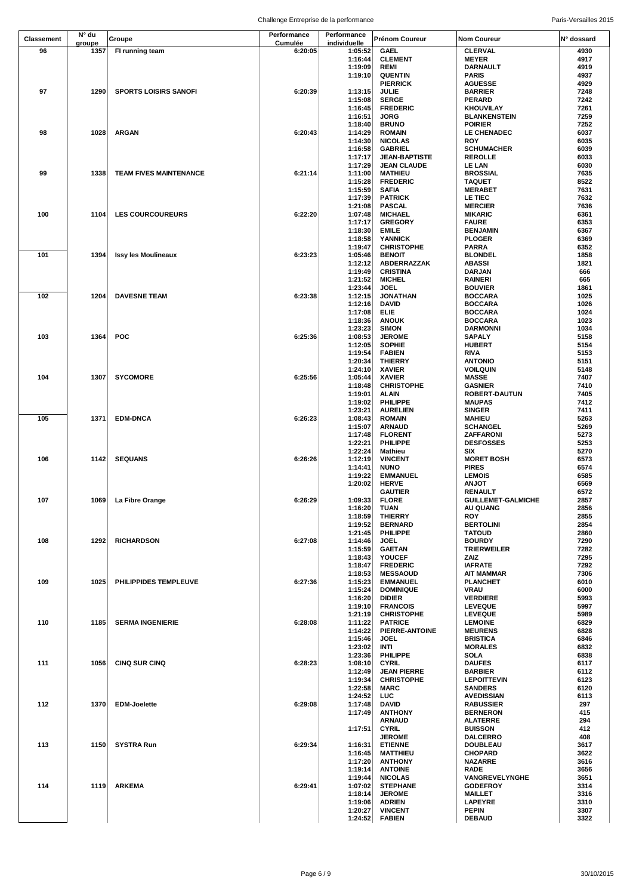| Classement | N° du groupe | Groupe | Performance Cumulée | Performance individuelle | Prénom Coureur | Nom Coureur | N° dossard |
|---|---|---|---|---|---|---|---|
| 96 | 1357 | FI running team | 6:20:05 | 1:05:52 | GAEL | CLERVAL | 4930 |
| | | | | 1:16:44 | CLEMENT | MEYER | 4917 |
| | | | | 1:19:09 | REMI | DARNAULT | 4919 |
| | | | | 1:19:10 | QUENTIN | PARIS | 4937 |
| | | | | | PIERRICK | AGUESSE | 4929 |
| 97 | 1290 | SPORTS LOISIRS SANOFI | 6:20:39 | 1:13:15 | JULIE | BARRIER | 7248 |
| | | | | 1:15:08 | SERGE | PERARD | 7242 |
| | | | | 1:16:45 | FREDERIC | KHOUVILAY | 7261 |
| | | | | 1:16:51 | JORG | BLANKENSTEIN | 7259 |
| | | | | 1:18:40 | BRUNO | POIRIER | 7252 |
| 98 | 1028 | ARGAN | 6:20:43 | 1:14:29 | ROMAIN | LE CHENADEC | 6037 |
| | | | | 1:14:30 | NICOLAS | ROY | 6035 |
| | | | | 1:16:58 | GABRIEL | SCHUMACHER | 6039 |
| | | | | 1:17:17 | JEAN-BAPTISTE | REROLLE | 6033 |
| | | | | 1:17:29 | JEAN CLAUDE | LE LAN | 6030 |
| 99 | 1338 | TEAM FIVES MAINTENANCE | 6:21:14 | 1:11:00 | MATHIEU | BROSSIAL | 7635 |
| | | | | 1:15:28 | FREDERIC | TAQUET | 8522 |
| | | | | 1:15:59 | SAFIA | MERABET | 7631 |
| | | | | 1:17:39 | PATRICK | LE TIEC | 7632 |
| | | | | 1:21:08 | PASCAL | MERCIER | 7636 |
| 100 | 1104 | LES COURCOUREURS | 6:22:20 | 1:07:48 | MICHAEL | MIKARIC | 6361 |
| | | | | 1:17:17 | GREGORY | FAURE | 6353 |
| | | | | 1:18:30 | EMILE | BENJAMIN | 6367 |
| | | | | 1:18:58 | YANNICK | PLOGER | 6369 |
| | | | | 1:19:47 | CHRISTOPHE | PARRA | 6352 |
| 101 | 1394 | Issy les Moulineaux | 6:23:23 | 1:05:46 | BENOIT | BLONDEL | 1858 |
| | | | | 1:12:12 | ABDERRAZZAK | ABASSI | 1821 |
| | | | | 1:19:49 | CRISTINA | DARJAN | 666 |
| | | | | 1:21:52 | MICHEL | RAINERI | 665 |
| | | | | 1:23:44 | JOEL | BOUVIER | 1861 |
| 102 | 1204 | DAVESNE TEAM | 6:23:38 | 1:12:15 | JONATHAN | BOCCARA | 1025 |
| | | | | 1:12:16 | DAVID | BOCCARA | 1026 |
| | | | | 1:17:08 | ELIE | BOCCARA | 1024 |
| | | | | 1:18:36 | ANOUK | BOCCARA | 1023 |
| | | | | 1:23:23 | SIMON | DARMONNI | 1034 |
| 103 | 1364 | POC | 6:25:36 | 1:08:53 | JEROME | SAPALY | 5158 |
| | | | | 1:12:05 | SOPHIE | HUBERT | 5154 |
| | | | | 1:19:54 | FABIEN | RIVA | 5153 |
| | | | | 1:20:34 | THIERRY | ANTONIO | 5151 |
| | | | | 1:24:10 | XAVIER | VOILQUIN | 5148 |
| 104 | 1307 | SYCOMORE | 6:25:56 | 1:05:44 | XAVIER | MASSE | 7407 |
| | | | | 1:18:48 | CHRISTOPHE | GASNIER | 7410 |
| | | | | 1:19:01 | ALAIN | ROBERT-DAUTUN | 7405 |
| | | | | 1:19:02 | PHILIPPE | MAUPAS | 7412 |
| | | | | 1:23:21 | AURELIEN | SINGER | 7411 |
| 105 | 1371 | EDM-DNCA | 6:26:23 | 1:08:43 | ROMAIN | MAHIEU | 5263 |
| | | | | 1:15:07 | ARNAUD | SCHANGEL | 5269 |
| | | | | 1:17:48 | FLORENT | ZAFFARONI | 5273 |
| | | | | 1:22:21 | PHILIPPE | DESFOSSES | 5253 |
| | | | | 1:22:24 | Mathieu | SIX | 5270 |
| 106 | 1142 | SEQUANS | 6:26:26 | 1:12:19 | VINCENT | MORET BOSH | 6573 |
| | | | | 1:14:41 | NUNO | PIRES | 6574 |
| | | | | 1:19:22 | EMMANUEL | LEMOIS | 6585 |
| | | | | 1:20:02 | HERVE | ANJOT | 6569 |
| | | | | | GAUTIER | RENAULT | 6572 |
| 107 | 1069 | La Fibre Orange | 6:26:29 | 1:09:33 | FLORE | GUILLEMET-GALMICHE | 2857 |
| | | | | 1:16:20 | TUAN | AU QUANG | 2856 |
| | | | | 1:18:59 | THIERRY | ROY | 2855 |
| | | | | 1:19:52 | BERNARD | BERTOLINI | 2854 |
| | | | | 1:21:45 | PHILIPPE | TATOUD | 2860 |
| 108 | 1292 | RICHARDSON | 6:27:08 | 1:14:46 | JOEL | BOURDY | 7290 |
| | | | | 1:15:59 | GAETAN | TRIERWEILER | 7282 |
| | | | | 1:18:43 | YOUCEF | ZAIZ | 7295 |
| | | | | 1:18:47 | FREDERIC | IAFRATE | 7292 |
| | | | | 1:18:53 | MESSAOUD | AIT MAMMAR | 7306 |
| 109 | 1025 | PHILIPPIDES TEMPLEUVE | 6:27:36 | 1:15:23 | EMMANUEL | PLANCHET | 6010 |
| | | | | 1:15:24 | DOMINIQUE | VRAU | 6000 |
| | | | | 1:16:20 | DIDIER | VERDIERE | 5993 |
| | | | | 1:19:10 | FRANCOIS | LEVEQUE | 5997 |
| | | | | 1:21:19 | CHRISTOPHE | LEVEQUE | 5989 |
| 110 | 1185 | SERMA INGENIERIE | 6:28:08 | 1:11:22 | PATRICE | LEMOINE | 6829 |
| | | | | 1:14:22 | PIERRE-ANTOINE | MEURENS | 6828 |
| | | | | 1:15:46 | JOEL | BRISTICA | 6846 |
| | | | | 1:23:02 | INTI | MORALES | 6832 |
| | | | | 1:23:36 | PHILIPPE | SOLA | 6838 |
| 111 | 1056 | CINQ SUR CINQ | 6:28:23 | 1:08:10 | CYRIL | DAUFES | 6117 |
| | | | | 1:12:49 | JEAN PIERRE | BARBIER | 6112 |
| | | | | 1:19:34 | CHRISTOPHE | LEPOITTEVIN | 6123 |
| | | | | 1:22:58 | MARC | SANDERS | 6120 |
| | | | | 1:24:52 | LUC | AVEDISSIAN | 6113 |
| 112 | 1370 | EDM-Joelette | 6:29:08 | 1:17:48 | DAVID | RABUSSIER | 297 |
| | | | | 1:17:49 | ANTHONY | BERNERON | 415 |
| | | | | | ARNAUD | ALATERRE | 294 |
| | | | | 1:17:51 | CYRIL | BUISSON | 412 |
| | | | | | JEROME | DALCERRO | 408 |
| 113 | 1150 | SYSTRA Run | 6:29:34 | 1:16:31 | ETIENNE | DOUBLEAU | 3617 |
| | | | | 1:16:45 | MATTHIEU | CHOPARD | 3622 |
| | | | | 1:17:20 | ANTHONY | NAZARRE | 3616 |
| | | | | 1:19:14 | ANTOINE | RADE | 3656 |
| | | | | 1:19:44 | NICOLAS | VANGREVELYNGHE | 3651 |
| 114 | 1119 | ARKEMA | 6:29:41 | 1:07:02 | STEPHANE | GODEFROY | 3314 |
| | | | | 1:18:14 | JEROME | MAILLET | 3316 |
| | | | | 1:19:06 | ADRIEN | LAPEYRE | 3310 |
| | | | | 1:20:27 | VINCENT | PEPIN | 3307 |
| | | | | 1:24:52 | FABIEN | DEBAUD | 3322 |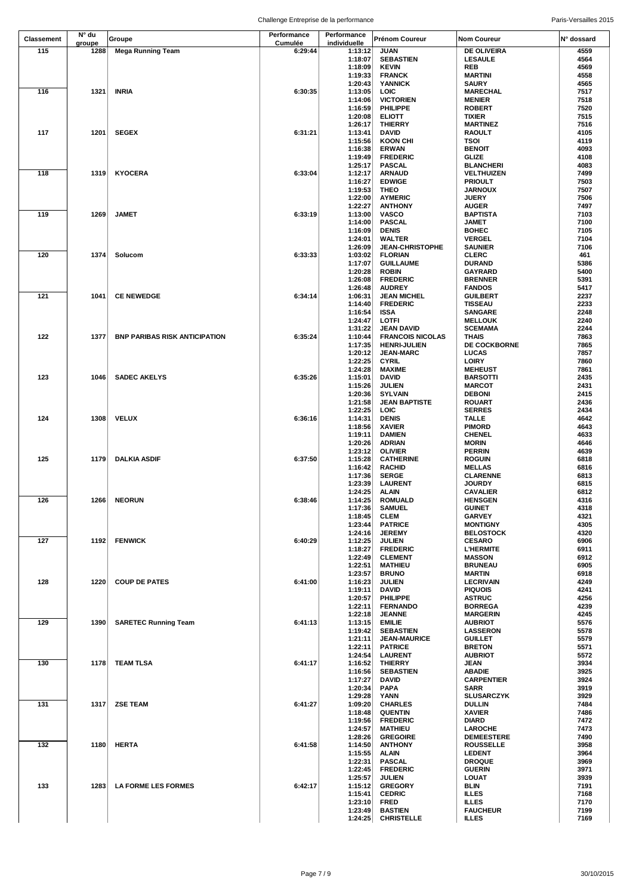| Classement | N° du groupe | Groupe | Performance Cumulée | Performance individuelle | Prénom Coureur | Nom Coureur | N° dossard |
|---|---|---|---|---|---|---|---|
| 115 | 1288 | Mega Running Team | 6:29:44 | 1:13:12 | JUAN | DE OLIVEIRA | 4559 |
| | | | | 1:18:07 | SEBASTIEN | LESAULE | 4564 |
| | | | | 1:18:09 | KEVIN | REB | 4569 |
| | | | | 1:19:33 | FRANCK | MARTINI | 4558 |
| | | | | 1:20:43 | YANNICK | SAURY | 4565 |
| 116 | 1321 | INRIA | 6:30:35 | 1:13:05 | LOIC | MARECHAL | 7517 |
| | | | | 1:14:06 | VICTORIEN | MENIER | 7518 |
| | | | | 1:16:59 | PHILIPPE | ROBERT | 7520 |
| | | | | 1:20:08 | ELIOTT | TIXIER | 7515 |
| | | | | 1:26:17 | THIERRY | MARTINEZ | 7516 |
| 117 | 1201 | SEGEX | 6:31:21 | 1:13:41 | DAVID | RAOULT | 4105 |
| | | | | 1:15:56 | KOON CHI | TSOI | 4119 |
| | | | | 1:16:38 | ERWAN | BENOIT | 4093 |
| | | | | 1:19:49 | FREDERIC | GLIZE | 4108 |
| | | | | 1:25:17 | PASCAL | BLANCHERI | 4083 |
| 118 | 1319 | KYOCERA | 6:33:04 | 1:12:17 | ARNAUD | VELTHUIZEN | 7499 |
| | | | | 1:16:27 | EDWIGE | PRIOULT | 7503 |
| | | | | 1:19:53 | THEO | JARNOUX | 7507 |
| | | | | 1:22:00 | AYMERIC | JUERY | 7506 |
| | | | | 1:22:27 | ANTHONY | AUGER | 7497 |
| 119 | 1269 | JAMET | 6:33:19 | 1:13:00 | VASCO | BAPTISTA | 7103 |
| | | | | 1:14:00 | PASCAL | JAMET | 7100 |
| | | | | 1:16:09 | DENIS | BOHEC | 7105 |
| | | | | 1:24:01 | WALTER | VERGEL | 7104 |
| | | | | 1:26:09 | JEAN-CHRISTOPHE | SAUNIER | 7106 |
| 120 | 1374 | Solucom | 6:33:33 | 1:03:02 | FLORIAN | CLERC | 461 |
| | | | | 1:17:07 | GUILLAUME | DURAND | 5386 |
| | | | | 1:20:28 | ROBIN | GAYRARD | 5400 |
| | | | | 1:26:08 | FREDERIC | BRENNER | 5391 |
| | | | | 1:26:48 | AUDREY | FANDOS | 5417 |
| 121 | 1041 | CE NEWEDGE | 6:34:14 | 1:06:31 | JEAN MICHEL | GUILBERT | 2237 |
| | | | | 1:14:40 | FREDERIC | TISSEAU | 2233 |
| | | | | 1:16:54 | ISSA | SANGARE | 2248 |
| | | | | 1:24:47 | LOTFI | MELLOUK | 2240 |
| | | | | 1:31:22 | JEAN DAVID | SCEMAMA | 2244 |
| 122 | 1377 | BNP PARIBAS RISK ANTICIPATION | 6:35:24 | 1:10:44 | FRANCOIS NICOLAS | THAIS | 7863 |
| | | | | 1:17:35 | HENRI-JULIEN | DE COCKBORNE | 7865 |
| | | | | 1:20:12 | JEAN-MARC | LUCAS | 7857 |
| | | | | 1:22:25 | CYRIL | LOIRY | 7860 |
| | | | | 1:24:28 | MAXIME | MEHEUST | 7861 |
| 123 | 1046 | SADEC AKELYS | 6:35:26 | 1:15:01 | DAVID | BARSOTTI | 2435 |
| | | | | 1:15:26 | JULIEN | MARCOT | 2431 |
| | | | | 1:20:36 | SYLVAIN | DEBONI | 2415 |
| | | | | 1:21:58 | JEAN BAPTISTE | ROUART | 2436 |
| | | | | 1:22:25 | LOIC | SERRES | 2434 |
| 124 | 1308 | VELUX | 6:36:16 | 1:14:31 | DENIS | TALLE | 4642 |
| | | | | 1:18:56 | XAVIER | PIMORD | 4643 |
| | | | | 1:19:11 | DAMIEN | CHENEL | 4633 |
| | | | | 1:20:26 | ADRIAN | MORIN | 4646 |
| | | | | 1:23:12 | OLIVIER | PERRIN | 4639 |
| 125 | 1179 | DALKIA ASDIF | 6:37:50 | 1:15:28 | CATHERINE | ROGUIN | 6818 |
| | | | | 1:16:42 | RACHID | MELLAS | 6816 |
| | | | | 1:17:36 | SERGE | CLARENNE | 6813 |
| | | | | 1:23:39 | LAURENT | JOURDY | 6815 |
| | | | | 1:24:25 | ALAIN | CAVALIER | 6812 |
| 126 | 1266 | NEORUN | 6:38:46 | 1:14:25 | ROMUALD | HENSGEN | 4316 |
| | | | | 1:17:36 | SAMUEL | GUINET | 4318 |
| | | | | 1:18:45 | CLEM | GARVEY | 4321 |
| | | | | 1:23:44 | PATRICE | MONTIGNY | 4305 |
| | | | | 1:24:16 | JEREMY | BELOSTOCK | 4320 |
| 127 | 1192 | FENWICK | 6:40:29 | 1:12:25 | JULIEN | CESARO | 6906 |
| | | | | 1:18:27 | FREDERIC | L'HERMITE | 6911 |
| | | | | 1:22:49 | CLEMENT | MASSON | 6912 |
| | | | | 1:22:51 | MATHIEU | BRUNEAU | 6905 |
| | | | | 1:23:57 | BRUNO | MARTIN | 6918 |
| 128 | 1220 | COUP DE PATES | 6:41:00 | 1:16:23 | JULIEN | LECRIVAIN | 4249 |
| | | | | 1:19:11 | DAVID | PIQUOIS | 4241 |
| | | | | 1:20:57 | PHILIPPE | ASTRUC | 4256 |
| | | | | 1:22:11 | FERNANDO | BORREGA | 4239 |
| | | | | 1:22:18 | JEANNE | MARGERIN | 4245 |
| 129 | 1390 | SARETEC Running Team | 6:41:13 | 1:13:15 | EMILIE | AUBRIOT | 5576 |
| | | | | 1:19:42 | SEBASTIEN | LASSERON | 5578 |
| | | | | 1:21:11 | JEAN-MAURICE | GUILLET | 5579 |
| | | | | 1:22:11 | PATRICE | BRETON | 5571 |
| | | | | 1:24:54 | LAURENT | AUBRIOT | 5572 |
| 130 | 1178 | TEAM TLSA | 6:41:17 | 1:16:52 | THIERRY | JEAN | 3934 |
| | | | | 1:16:56 | SEBASTIEN | ABADIE | 3925 |
| | | | | 1:17:27 | DAVID | CARPENTIER | 3924 |
| | | | | 1:20:34 | PAPA | SARR | 3919 |
| | | | | 1:29:28 | YANN | SLUSARCZYK | 3929 |
| 131 | 1317 | ZSE TEAM | 6:41:27 | 1:09:20 | CHARLES | DULLIN | 7484 |
| | | | | 1:18:48 | QUENTIN | XAVIER | 7486 |
| | | | | 1:19:56 | FREDERIC | DIARD | 7472 |
| | | | | 1:24:57 | MATHIEU | LAROCHE | 7473 |
| | | | | 1:28:26 | GREGOIRE | DEMEESTERE | 7490 |
| 132 | 1180 | HERTA | 6:41:58 | 1:14:50 | ANTHONY | ROUSSELLE | 3958 |
| | | | | 1:15:55 | ALAIN | LEDENT | 3964 |
| | | | | 1:22:31 | PASCAL | DROQUE | 3969 |
| | | | | 1:22:45 | FREDERIC | GUERIN | 3971 |
| | | | | 1:25:57 | JULIEN | LOUAT | 3939 |
| 133 | 1283 | LA FORME LES FORMES | 6:42:17 | 1:15:12 | GREGORY | BLIN | 7191 |
| | | | | 1:15:41 | CEDRIC | ILLES | 7168 |
| | | | | 1:23:10 | FRED | ILLES | 7170 |
| | | | | 1:23:49 | BASTIEN | FAUCHEUR | 7199 |
| | | | | 1:24:25 | CHRISTELLE | ILLES | 7169 |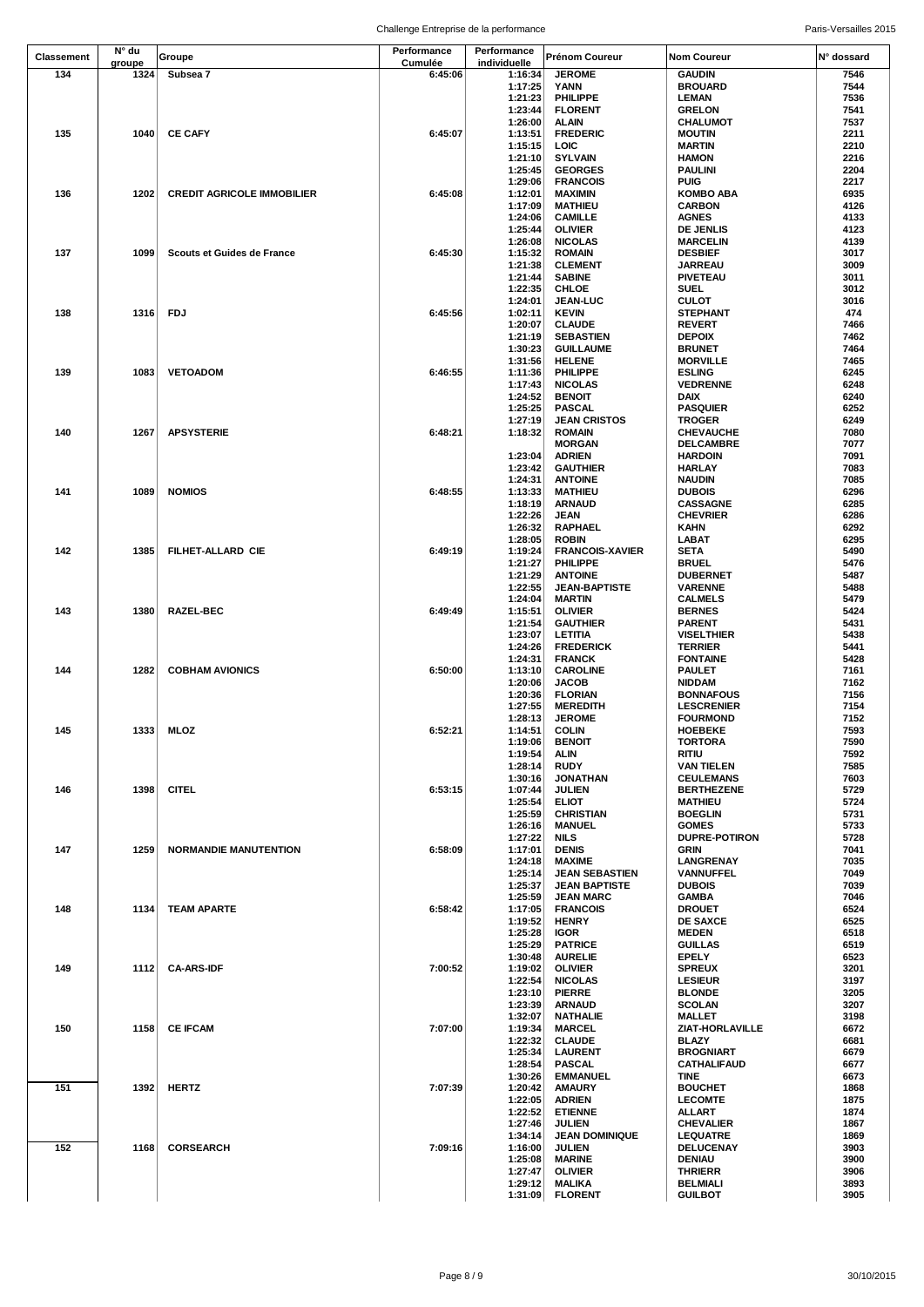| Classement | N° du groupe | Groupe | Performance Cumulée | Performance individuelle | Prénom Coureur | Nom Coureur | N° dossard |
|---|---|---|---|---|---|---|---|
| 134 | 1324 | Subsea 7 | 6:45:06 | 1:16:34 | JEROME | GAUDIN | 7546 |
| | | | | 1:17:25 | YANN | BROUARD | 7544 |
| | | | | 1:21:23 | PHILIPPE | LEMAN | 7536 |
| | | | | 1:23:44 | FLORENT | GRELON | 7541 |
| | | | | 1:26:00 | ALAIN | CHALUMOT | 7537 |
| 135 | 1040 | CE CAFY | 6:45:07 | 1:13:51 | FREDERIC | MOUTIN | 2211 |
| | | | | 1:15:15 | LOIC | MARTIN | 2210 |
| | | | | 1:21:10 | SYLVAIN | HAMON | 2216 |
| | | | | 1:25:45 | GEORGES | PAULINI | 2204 |
| | | | | 1:29:06 | FRANCOIS | PUIG | 2217 |
| 136 | 1202 | CREDIT AGRICOLE IMMOBILIER | 6:45:08 | 1:12:01 | MAXIMIN | KOMBO ABA | 6935 |
| | | | | 1:17:09 | MATHIEU | CARBON | 4126 |
| | | | | 1:24:06 | CAMILLE | AGNES | 4133 |
| | | | | 1:25:44 | OLIVIER | DE JENLIS | 4123 |
| | | | | 1:26:08 | NICOLAS | MARCELIN | 4139 |
| 137 | 1099 | Scouts et Guides de France | 6:45:30 | 1:15:32 | ROMAIN | DESBIEF | 3017 |
| | | | | 1:21:38 | CLEMENT | JARREAU | 3009 |
| | | | | 1:21:44 | SABINE | PIVETEAU | 3011 |
| | | | | 1:22:35 | CHLOE | SUEL | 3012 |
| | | | | 1:24:01 | JEAN-LUC | CULOT | 3016 |
| 138 | 1316 | FDJ | 6:45:56 | 1:02:11 | KEVIN | STEPHANT | 474 |
| | | | | 1:20:07 | CLAUDE | REVERT | 7466 |
| | | | | 1:21:19 | SEBASTIEN | DEPOIX | 7462 |
| | | | | 1:30:23 | GUILLAUME | BRUNET | 7464 |
| | | | | 1:31:56 | HELENE | MORVILLE | 7465 |
| 139 | 1083 | VETOADOM | 6:46:55 | 1:11:36 | PHILIPPE | ESLING | 6245 |
| | | | | 1:17:43 | NICOLAS | VEDRENNE | 6248 |
| | | | | 1:24:52 | BENOIT | DAIX | 6240 |
| | | | | 1:25:25 | PASCAL | PASQUIER | 6252 |
| | | | | 1:27:19 | JEAN CRISTOS | TROGER | 6249 |
| 140 | 1267 | APSYSTERIE | 6:48:21 | 1:18:32 | ROMAIN | CHEVAUCHE | 7080 |
| | | | | | MORGAN | DELCAMBRE | 7077 |
| | | | | 1:23:04 | ADRIEN | HARDOIN | 7091 |
| | | | | 1:23:42 | GAUTHIER | HARLAY | 7083 |
| | | | | 1:24:31 | ANTOINE | NAUDIN | 7085 |
| 141 | 1089 | NOMIOS | 6:48:55 | 1:13:33 | MATHIEU | DUBOIS | 6296 |
| | | | | 1:18:19 | ARNAUD | CASSAGNE | 6285 |
| | | | | 1:22:26 | JEAN | CHEVRIER | 6286 |
| | | | | 1:26:32 | RAPHAEL | KAHN | 6292 |
| | | | | 1:28:05 | ROBIN | LABAT | 6295 |
| 142 | 1385 | FILHET-ALLARD CIE | 6:49:19 | 1:19:24 | FRANCOIS-XAVIER | SETA | 5490 |
| | | | | 1:21:27 | PHILIPPE | BRUEL | 5476 |
| | | | | 1:21:29 | ANTOINE | DUBERNET | 5487 |
| | | | | 1:22:55 | JEAN-BAPTISTE | VARENNE | 5488 |
| | | | | 1:24:04 | MARTIN | CALMELS | 5479 |
| 143 | 1380 | RAZEL-BEC | 6:49:49 | 1:15:51 | OLIVIER | BERNES | 5424 |
| | | | | 1:21:54 | GAUTHIER | PARENT | 5431 |
| | | | | 1:23:07 | LETITIA | VISELTHIER | 5438 |
| | | | | 1:24:26 | FREDERICK | TERRIER | 5441 |
| | | | | 1:24:31 | FRANCK | FONTAINE | 5428 |
| 144 | 1282 | COBHAM AVIONICS | 6:50:00 | 1:13:10 | CAROLINE | PAULET | 7161 |
| | | | | 1:20:06 | JACOB | NIDDAM | 7162 |
| | | | | 1:20:36 | FLORIAN | BONNAFOUS | 7156 |
| | | | | 1:27:55 | MEREDITH | LESCRENIER | 7154 |
| | | | | 1:28:13 | JEROME | FOURMOND | 7152 |
| 145 | 1333 | MLOZ | 6:52:21 | 1:14:51 | COLIN | HOEBEKE | 7593 |
| | | | | 1:19:06 | BENOIT | TORTORA | 7590 |
| | | | | 1:19:54 | ALIN | RITIU | 7592 |
| | | | | 1:28:14 | RUDY | VAN TIELEN | 7585 |
| | | | | 1:30:16 | JONATHAN | CEULEMANS | 7603 |
| 146 | 1398 | CITEL | 6:53:15 | 1:07:44 | JULIEN | BERTHEZENE | 5729 |
| | | | | 1:25:54 | ELIOT | MATHIEU | 5724 |
| | | | | 1:25:59 | CHRISTIAN | BOEGLIN | 5731 |
| | | | | 1:26:16 | MANUEL | GOMES | 5733 |
| | | | | 1:27:22 | NILS | DUPRE-POTIRON | 5728 |
| 147 | 1259 | NORMANDIE MANUTENTION | 6:58:09 | 1:17:01 | DENIS | GRIN | 7041 |
| | | | | 1:24:18 | MAXIME | LANGRENAY | 7035 |
| | | | | 1:25:14 | JEAN SEBASTIEN | VANNUFFEL | 7049 |
| | | | | 1:25:37 | JEAN BAPTISTE | DUBOIS | 7039 |
| | | | | 1:25:59 | JEAN MARC | GAMBA | 7046 |
| 148 | 1134 | TEAM APARTE | 6:58:42 | 1:17:05 | FRANCOIS | DROUET | 6524 |
| | | | | 1:19:52 | HENRY | DE SAXCE | 6525 |
| | | | | 1:25:28 | IGOR | MEDEN | 6518 |
| | | | | 1:25:29 | PATRICE | GUILLAS | 6519 |
| | | | | 1:30:48 | AURELIE | EPELY | 6523 |
| 149 | 1112 | CA-ARS-IDF | 7:00:52 | 1:19:02 | OLIVIER | SPREUX | 3201 |
| | | | | 1:22:54 | NICOLAS | LESIEUR | 3197 |
| | | | | 1:23:10 | PIERRE | BLONDE | 3205 |
| | | | | 1:23:39 | ARNAUD | SCOLAN | 3207 |
| | | | | 1:32:07 | NATHALIE | MALLET | 3198 |
| 150 | 1158 | CE IFCAM | 7:07:00 | 1:19:34 | MARCEL | ZIAT-HORLAVILLE | 6672 |
| | | | | 1:22:32 | CLAUDE | BLAZY | 6681 |
| | | | | 1:25:34 | LAURENT | BROGNIART | 6679 |
| | | | | 1:28:54 | PASCAL | CATHALIFAUD | 6677 |
| | | | | 1:30:26 | EMMANUEL | TINE | 6673 |
| 151 | 1392 | HERTZ | 7:07:39 | 1:20:42 | AMAURY | BOUCHET | 1868 |
| | | | | 1:22:05 | ADRIEN | LECOMTE | 1875 |
| | | | | 1:22:52 | ETIENNE | ALLART | 1874 |
| | | | | 1:27:46 | JULIEN | CHEVALIER | 1867 |
| | | | | 1:34:14 | JEAN DOMINIQUE | LEQUATRE | 1869 |
| 152 | 1168 | CORSEARCH | 7:09:16 | 1:16:00 | JULIEN | DELUCENAY | 3903 |
| | | | | 1:25:08 | MARINE | DENIAU | 3900 |
| | | | | 1:27:47 | OLIVIER | THRIERR | 3906 |
| | | | | 1:29:12 | MALIKA | BELMIALI | 3893 |
| | | | | 1:31:09 | FLORENT | GUILBOT | 3905 |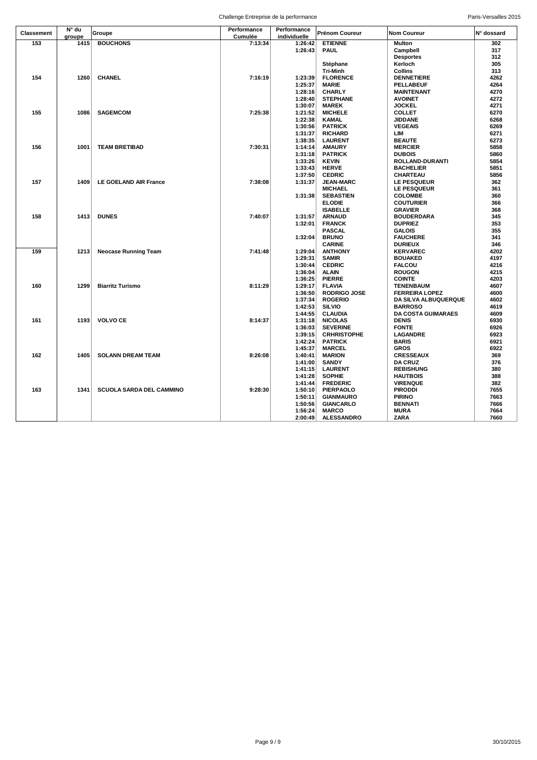| Classement | N° du groupe | Groupe | Performance Cumulée | Performance individuelle | Prénom Coureur | Nom Coureur | N° dossard |
|---|---|---|---|---|---|---|---|
| 153 | 1415 | BOUCHONS | 7:13:34 | 1:26:42 | ETIENNE | Multon | 302 |
| | | | | 1:26:43 | PAUL | Campbell | 317 |
| | | | | | | Desportes | 312 |
| | | | | | Stéphane | Kerloch | 305 |
| | | | | | Tri-Minh | Collins | 313 |
| 154 | 1260 | CHANEL | 7:16:19 | 1:23:39 | FLORENCE | DENNETIERE | 4262 |
| | | | | 1:25:37 | MARIE | PELLABEUF | 4264 |
| | | | | 1:28:16 | CHARLY | MAINTENANT | 4270 |
| | | | | 1:28:40 | STEPHANE | AVOINET | 4272 |
| | | | | 1:30:07 | MAREK | JOCKEL | 4271 |
| 155 | 1086 | SAGEMCOM | 7:25:38 | 1:21:52 | MICHELE | COLLET | 6270 |
| | | | | 1:22:38 | KAMAL | JIDDANE | 6268 |
| | | | | 1:30:56 | PATRICK | VEGEAIS | 6269 |
| | | | | 1:31:37 | RICHARD | LIM | 6271 |
| | | | | 1:38:35 | LAURENT | BEAUTE | 6273 |
| 156 | 1001 | TEAM BRETIBAD | 7:30:31 | 1:14:14 | AMAURY | MERCIER | 5858 |
| | | | | 1:31:18 | PATRICK | DUBOIS | 5860 |
| | | | | 1:33:26 | KEVIN | ROLLAND-DURANTI | 5854 |
| | | | | 1:33:43 | HERVE | BACHELIER | 5851 |
| | | | | 1:37:50 | CEDRIC | CHARTEAU | 5856 |
| 157 | 1409 | LE GOELAND AIR France | 7:38:08 | 1:31:37 | JEAN-MARC | LE PESQUEUR | 362 |
| | | | | | MICHAEL | LE PESQUEUR | 361 |
| | | | | 1:31:38 | SEBASTIEN | COLOMBE | 360 |
| | | | | | ELODIE | COUTURIER | 366 |
| | | | | | ISABELLE | GRAVIER | 368 |
| 158 | 1413 | DUNES | 7:40:07 | 1:31:57 | ARNAUD | BOUDERDARA | 345 |
| | | | | 1:32:01 | FRANCK | DUPRIEZ | 353 |
| | | | | | PASCAL | GALOIS | 355 |
| | | | | 1:32:04 | BRUNO | FAUCHERE | 341 |
| | | | | | CARINE | DURIEUX | 346 |
| 159 | 1213 | Neocase Running Team | 7:41:48 | 1:29:04 | ANTHONY | KERVAREC | 4202 |
| | | | | 1:29:31 | SAMIR | BOUAKED | 4197 |
| | | | | 1:30:44 | CEDRIC | FALCOU | 4216 |
| | | | | 1:36:04 | ALAIN | ROUGON | 4215 |
| | | | | 1:36:25 | PIERRE | COINTE | 4203 |
| 160 | 1299 | Biarritz Turismo | 8:11:29 | 1:29:17 | FLAVIA | TENENBAUM | 4607 |
| | | | | 1:36:50 | RODRIGO JOSE | FERREIRA LOPEZ | 4600 |
| | | | | 1:37:34 | ROGERIO | DA SILVA ALBUQUERQUE | 4602 |
| | | | | 1:42:53 | SILVIO | BARROSO | 4619 |
| | | | | 1:44:55 | CLAUDIA | DA COSTA GUIMARAES | 4609 |
| 161 | 1193 | VOLVO CE | 8:14:37 | 1:31:18 | NICOLAS | DENIS | 6930 |
| | | | | 1:36:03 | SEVERINE | FONTE | 6926 |
| | | | | 1:39:15 | CRHRISTOPHE | LAGANDRE | 6923 |
| | | | | 1:42:24 | PATRICK | BARIS | 6921 |
| | | | | 1:45:37 | MARCEL | GROS | 6922 |
| 162 | 1405 | SOLANN DREAM TEAM | 8:26:08 | 1:40:41 | MARION | CRESSEAUX | 369 |
| | | | | 1:41:00 | SANDY | DA CRUZ | 376 |
| | | | | 1:41:15 | LAURENT | REBISHUNG | 380 |
| | | | | 1:41:28 | SOPHIE | HAUTBOIS | 388 |
| | | | | 1:41:44 | FREDERIC | VIRENQUE | 382 |
| 163 | 1341 | SCUOLA SARDA DEL CAMMINO | 9:28:30 | 1:50:10 | PIERPAOLO | PIRODDI | 7655 |
| | | | | 1:50:11 | GIANMAURO | PIRINO | 7663 |
| | | | | 1:50:56 | GIANCARLO | BENNATI | 7666 |
| | | | | 1:56:24 | MARCO | MURA | 7664 |
| | | | | 2:00:49 | ALESSANDRO | ZARA | 7660 |